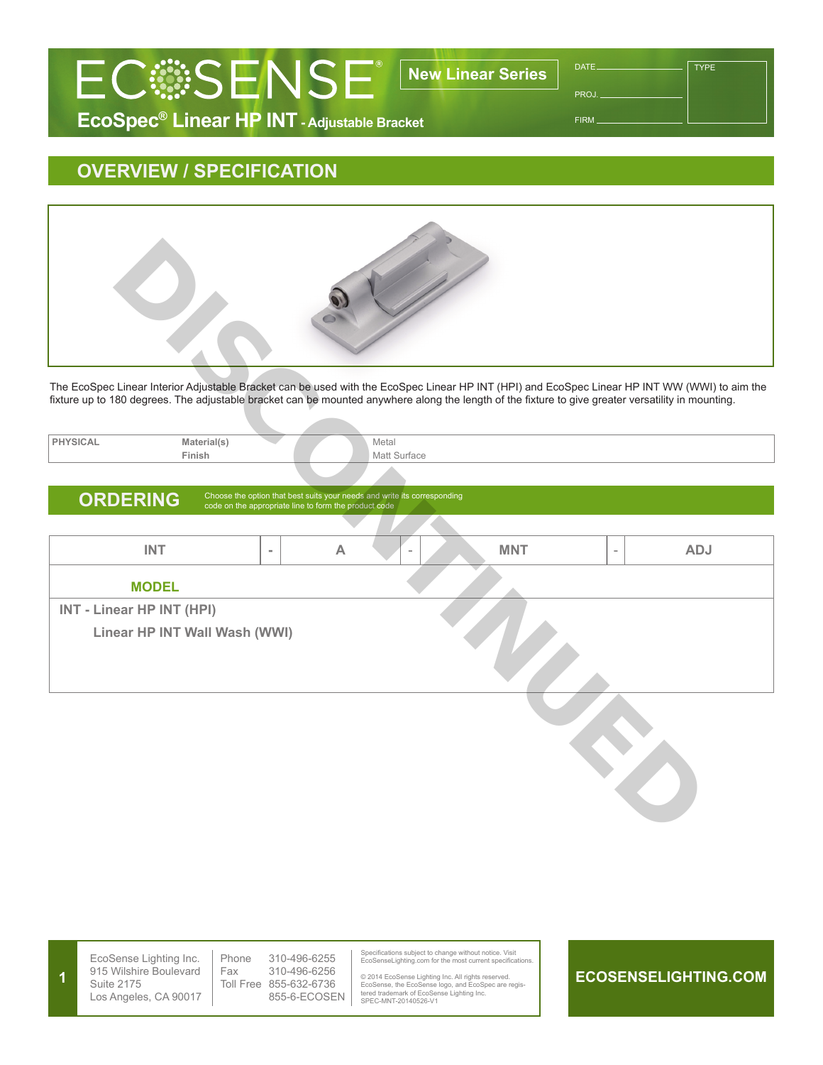# ECOSENSE®

**New Linear Series**

## EcoSpec® Linear HP INT - Adjustable Bracket

DATE ____________ TYPE

PROJ. ____________

FIRM ____________

## OVERVIEW / SPECIFICATION

DISCONTINUED

The EcoSpec Linear Interior Adjustable Bracket can be used with the EcoSpec Linear HP INT (HPI) and EcoSpec Linear HP INT WW (WWI) to aim the fixture up to 180 degrees. The adjustable bracket can be mounted anywhere along the length of the fixture to give greater versatility in mounting.

| PHYSICAL | Material(s) | Metal |
|---|---|---|
| | Finish | Matt Surface |

## ORDERING

Choose the option that best suits your needs and write its corresponding code on the appropriate line to form the product code

| INT | - | A | - | MNT | - | ADJ |
|---|---|---|---|---|---|---|

**MODEL**

**INT - Linear HP INT (HPI)**

**Linear HP INT Wall Wash (WWI)**

EcoSense Lighting Inc.
915 Wilshire Boulevard
Suite 2175
Los Angeles, CA 90017

Phone 310-496-6255
Fax 310-496-6256
Toll Free 855-632-6736
855-6-ECOSEN

Specifications subject to change without notice. Visit EcoSenseLighting.com for the most current specifications.

© 2014 EcoSense Lighting Inc. All rights reserved. EcoSense, the EcoSense logo, and EcoSpec are registered trademark of EcoSense Lighting Inc.
SPEC-MNT-20140526-V1

**ECOSENSELIGHTING.COM**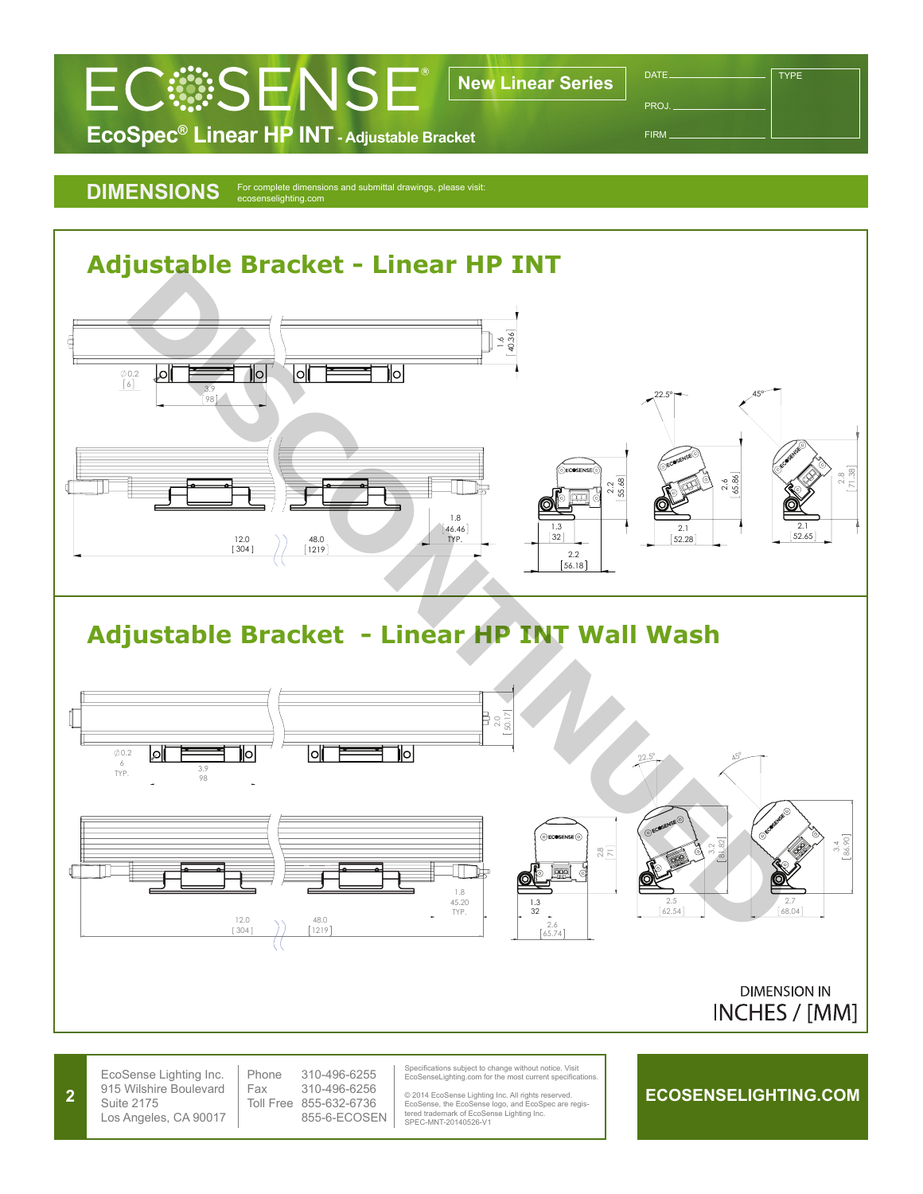# ECOSENSE®

**New Linear Series**

## EcoSpec® Linear HP INT - Adjustable Bracket

DATE

PROJ.

FIRM

TYPE

## DIMENSIONS

For complete dimensions and submittal drawings, please visit: ecosenselighting.com

DISCONTINUED

### Adjustable Bracket - Linear HP INT

1.6 [40.36]

∅0.2 [6]

3.9 [98]

22.5°

45°

1.8 [46.46] TYP.

12.0 [304]

48.0 [1219]

2.2 [55.68]

1.3 32

2.2 [56.18]

2.6 [65.86]

2.1 [52.28]

2.8 [71.38]

2.1 [52.65]

### Adjustable Bracket - Linear HP INT Wall Wash

2.0 [50.17]

∅0.2 6 TYP.

3.9 98

22.5°

45°

1.8 45.20 TYP.

12.0 [304]

48.0 [1219]

2.8 71

1.3 32

2.6 [65.74]

3.2 [81.82]

2.5 [62.54]

3.4 [86.90]

2.7 [68.04]

DIMENSION IN INCHES / [MM]

EcoSense Lighting Inc.
915 Wilshire Boulevard
Suite 2175
Los Angeles, CA 90017

Phone 310-496-6255
Fax 310-496-6256
Toll Free 855-632-6736
855-6-ECOSEN

Specifications subject to change without notice. Visit EcoSenseLighting.com for the most current specifications.

© 2014 EcoSense Lighting Inc. All rights reserved. EcoSense, the EcoSense logo, and EcoSpec are registered trademark of EcoSense Lighting Inc.
SPEC-MNT-20140526-V1

**ECOSENSELIGHTING.COM**